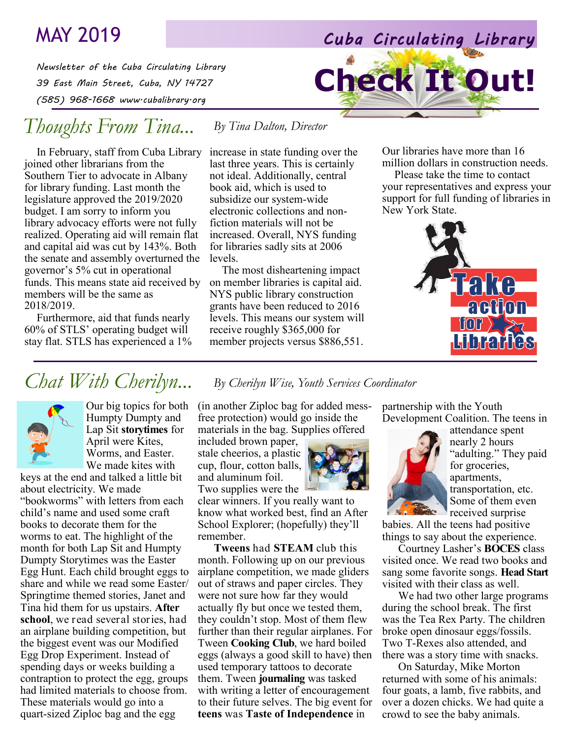MAY 2019

# Cuba Circulating Library

*Newsletter of the Cuba Circulating Library*
*39 East Main Street, Cuba, NY 14727*
*(585) 968-1668 www.cubalibrary.org*

# Check It Out!

## *Thoughts From Tina...*

*By Tina Dalton, Director*

In February, staff from Cuba Library joined other librarians from the Southern Tier to advocate in Albany for library funding. Last month the legislature approved the 2019/2020 budget. I am sorry to inform you library advocacy efforts were not fully realized. Operating aid will remain flat and capital aid was cut by 143%. Both the senate and assembly overturned the governor's 5% cut in operational funds. This means state aid received by members will be the same as 2018/2019.

Furthermore, aid that funds nearly 60% of STLS' operating budget will stay flat. STLS has experienced a 1% increase in state funding over the last three years. This is certainly not ideal. Additionally, central book aid, which is used to subsidize our system-wide electronic collections and non-fiction materials will not be increased. Overall, NYS funding for libraries sadly sits at 2006 levels.

The most disheartening impact on member libraries is capital aid. NYS public library construction grants have been reduced to 2016 levels. This means our system will receive roughly $365,000 for member projects versus $886,551. Our libraries have more than 16 million dollars in construction needs.

Please take the time to contact your representatives and express your support for full funding of libraries in New York State.

Take action for Libraries

## *Chat With Cherilyn...*

*By Cherilyn Wise, Youth Services Coordinator*

Our big topics for both Humpty Dumpty and Lap Sit **storytimes** for April were Kites, Worms, and Easter. We made kites with keys at the end and talked a little bit about electricity. We made "bookworms" with letters from each child's name and used some craft books to decorate them for the worms to eat. The highlight of the month for both Lap Sit and Humpty Dumpty Storytimes was the Easter Egg Hunt. Each child brought eggs to share and while we read some Easter/ Springtime themed stories, Janet and Tina hid them for us upstairs. **After school**, we read several stories, had an airplane building competition, but the biggest event was our Modified Egg Drop Experiment. Instead of spending days or weeks building a contraption to protect the egg, groups had limited materials to choose from. These materials would go into a quart-sized Ziploc bag and the egg (in another Ziploc bag for added mess-free protection) would go inside the materials in the bag. Supplies offered included brown paper, stale cheerios, a plastic cup, flour, cotton balls, and aluminum foil. Two supplies were the clear winners. If you really want to know what worked best, find an After School Explorer; (hopefully) they'll remember.

**Tweens** had **STEAM** club this month. Following up on our previous airplane competition, we made gliders out of straws and paper circles. They were not sure how far they would actually fly but once we tested them, they couldn't stop. Most of them flew further than their regular airplanes. For Tween **Cooking Club**, we hard boiled eggs (always a good skill to have) then used temporary tattoos to decorate them. Tween **journaling** was tasked with writing a letter of encouragement to their future selves. The big event for **teens** was **Taste of Independence** in partnership with the Youth Development Coalition. The teens in attendance spent nearly 2 hours "adulting." They paid for groceries, apartments, transportation, etc. Some of them even received surprise babies. All the teens had positive things to say about the experience.

Courtney Lasher's **BOCES** class visited once. We read two books and sang some favorite songs. **Head Start** visited with their class as well.

We had two other large programs during the school break. The first was the Tea Rex Party. The children broke open dinosaur eggs/fossils. Two T-Rexes also attended, and there was a story time with snacks.

On Saturday, Mike Morton returned with some of his animals: four goats, a lamb, five rabbits, and over a dozen chicks. We had quite a crowd to see the baby animals.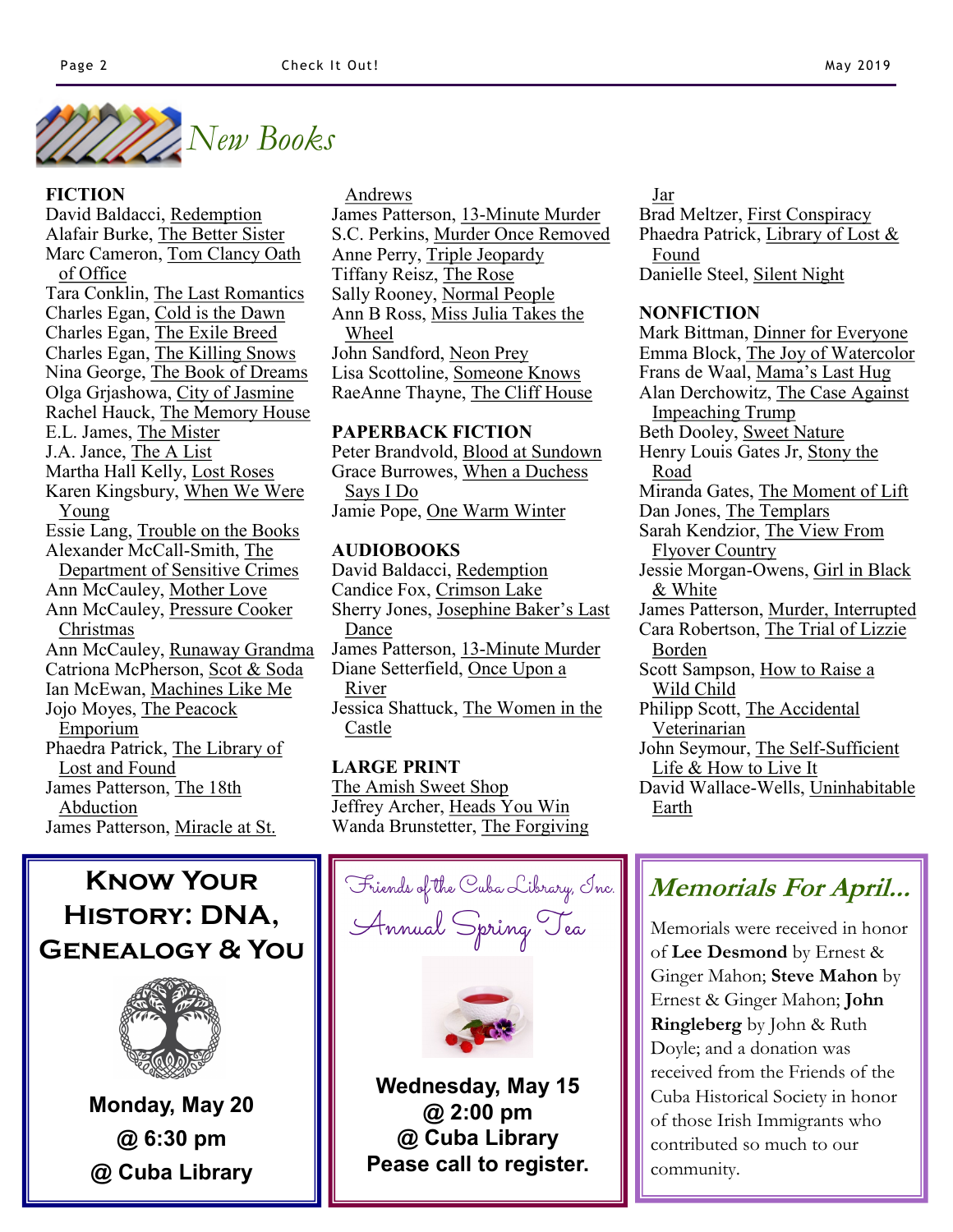# New Books

## FICTION

David Baldacci, Redemption
Alafair Burke, The Better Sister
Marc Cameron, Tom Clancy Oath of Office
Tara Conklin, The Last Romantics
Charles Egan, Cold is the Dawn
Charles Egan, The Exile Breed
Charles Egan, The Killing Snows
Nina George, The Book of Dreams
Olga Grjashowa, City of Jasmine
Rachel Hauck, The Memory House
E.L. James, The Mister
J.A. Jance, The A List
Martha Hall Kelly, Lost Roses
Karen Kingsbury, When We Were Young
Essie Lang, Trouble on the Books
Alexander McCall-Smith, The Department of Sensitive Crimes
Ann McCauley, Mother Love
Ann McCauley, Pressure Cooker Christmas
Ann McCauley, Runaway Grandma
Catriona McPherson, Scot & Soda
Ian McEwan, Machines Like Me
Jojo Moyes, The Peacock Emporium
Phaedra Patrick, The Library of Lost and Found
James Patterson, The 18th Abduction
James Patterson, Miracle at St. Andrews
James Patterson, 13-Minute Murder
S.C. Perkins, Murder Once Removed
Anne Perry, Triple Jeopardy
Tiffany Reisz, The Rose
Sally Rooney, Normal People
Ann B Ross, Miss Julia Takes the Wheel
John Sandford, Neon Prey
Lisa Scottoline, Someone Knows
RaeAnne Thayne, The Cliff House

## PAPERBACK FICTION

Peter Brandvold, Blood at Sundown
Grace Burrowes, When a Duchess Says I Do
Jamie Pope, One Warm Winter

## AUDIOBOOKS

David Baldacci, Redemption
Candice Fox, Crimson Lake
Sherry Jones, Josephine Baker's Last Dance
James Patterson, 13-Minute Murder
Diane Setterfield, Once Upon a River
Jessica Shattuck, The Women in the Castle

## LARGE PRINT

The Amish Sweet Shop
Jeffrey Archer, Heads You Win
Wanda Brunstetter, The Forgiving Jar
Brad Meltzer, First Conspiracy
Phaedra Patrick, Library of Lost & Found
Danielle Steel, Silent Night

## NONFICTION

Mark Bittman, Dinner for Everyone
Emma Block, The Joy of Watercolor
Frans de Waal, Mama's Last Hug
Alan Derchowitz, The Case Against Impeaching Trump
Beth Dooley, Sweet Nature
Henry Louis Gates Jr, Stony the Road
Miranda Gates, The Moment of Lift
Dan Jones, The Templars
Sarah Kendzior, The View From Flyover Country
Jessie Morgan-Owens, Girl in Black & White
James Patterson, Murder, Interrupted
Cara Robertson, The Trial of Lizzie Borden
Scott Sampson, How to Raise a Wild Child
Philipp Scott, The Accidental Veterinarian
John Seymour, The Self-Sufficient Life & How to Live It
David Wallace-Wells, Uninhabitable Earth

## Know Your History: DNA, Genealogy & You

**Monday, May 20**
**@ 6:30 pm**
**@ Cuba Library**

## Friends of the Cuba Library, Inc. Annual Spring Tea

**Wednesday, May 15**
**@ 2:00 pm**
**@ Cuba Library**
**Pease call to register.**

## *Memorials For April...*

Memorials were received in honor of **Lee Desmond** by Ernest & Ginger Mahon; **Steve Mahon** by Ernest & Ginger Mahon; **John Ringleberg** by John & Ruth Doyle; and a donation was received from the Friends of the Cuba Historical Society in honor of those Irish Immigrants who contributed so much to our community.